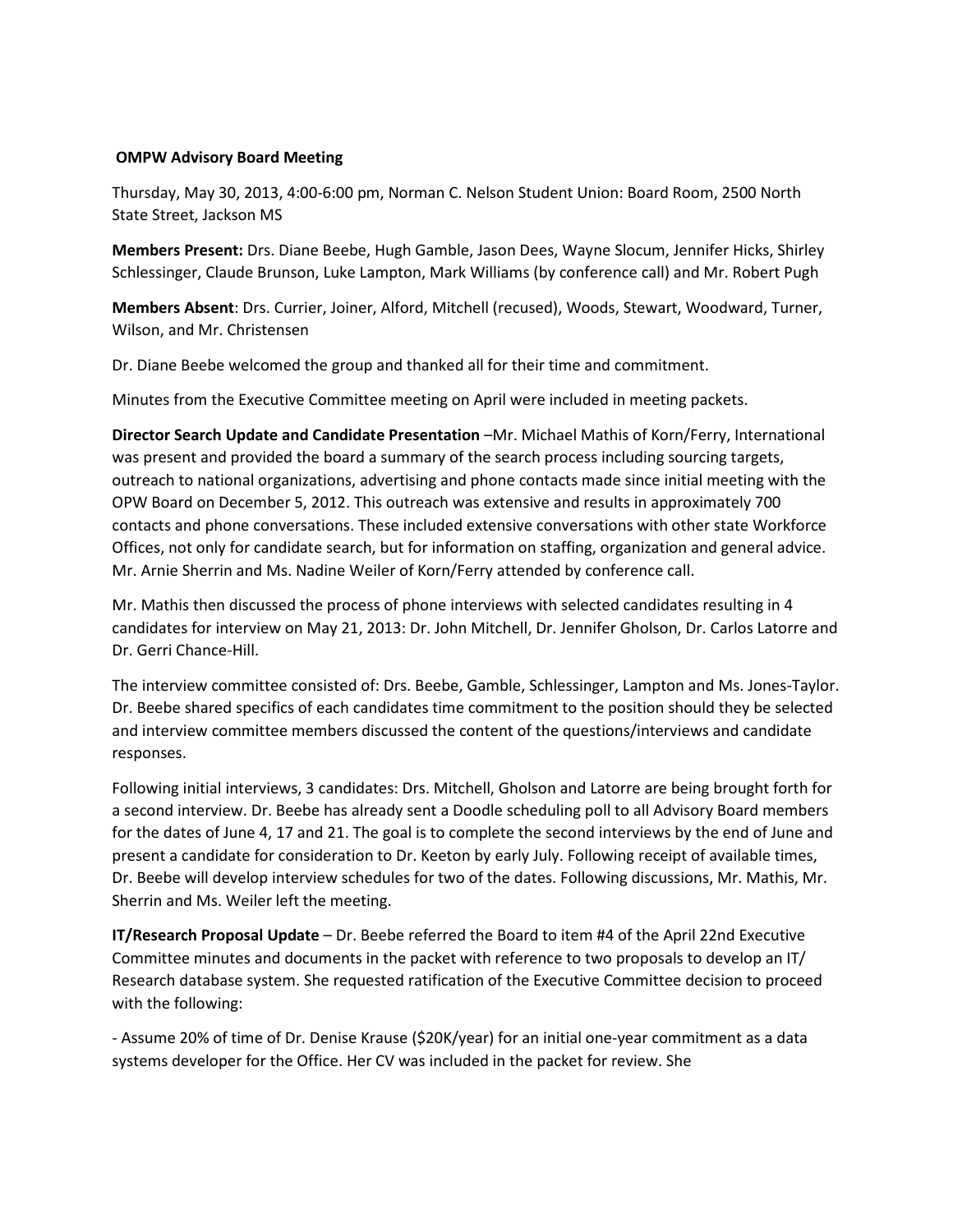**OMPW Advisory Board Meeting**

Thursday, May 30, 2013, 4:00-6:00 pm, Norman C. Nelson Student Union: Board Room, 2500 North State Street, Jackson MS

**Members Present:** Drs. Diane Beebe, Hugh Gamble, Jason Dees, Wayne Slocum, Jennifer Hicks, Shirley Schlessinger, Claude Brunson, Luke Lampton, Mark Williams (by conference call) and Mr. Robert Pugh

**Members Absent**: Drs. Currier, Joiner, Alford, Mitchell (recused), Woods, Stewart, Woodward, Turner, Wilson, and Mr. Christensen

Dr. Diane Beebe welcomed the group and thanked all for their time and commitment.

Minutes from the Executive Committee meeting on April were included in meeting packets.

**Director Search Update and Candidate Presentation** –Mr. Michael Mathis of Korn/Ferry, International was present and provided the board a summary of the search process including sourcing targets, outreach to national organizations, advertising and phone contacts made since initial meeting with the OPW Board on December 5, 2012. This outreach was extensive and results in approximately 700 contacts and phone conversations. These included extensive conversations with other state Workforce Offices, not only for candidate search, but for information on staffing, organization and general advice. Mr. Arnie Sherrin and Ms. Nadine Weiler of Korn/Ferry attended by conference call.

Mr. Mathis then discussed the process of phone interviews with selected candidates resulting in 4 candidates for interview on May 21, 2013: Dr. John Mitchell, Dr. Jennifer Gholson, Dr. Carlos Latorre and Dr. Gerri Chance-Hill.

The interview committee consisted of: Drs. Beebe, Gamble, Schlessinger, Lampton and Ms. Jones-Taylor. Dr. Beebe shared specifics of each candidates time commitment to the position should they be selected and interview committee members discussed the content of the questions/interviews and candidate responses.

Following initial interviews, 3 candidates: Drs. Mitchell, Gholson and Latorre are being brought forth for a second interview. Dr. Beebe has already sent a Doodle scheduling poll to all Advisory Board members for the dates of June 4, 17 and 21. The goal is to complete the second interviews by the end of June and present a candidate for consideration to Dr. Keeton by early July. Following receipt of available times, Dr. Beebe will develop interview schedules for two of the dates. Following discussions, Mr. Mathis, Mr. Sherrin and Ms. Weiler left the meeting.

**IT/Research Proposal Update** – Dr. Beebe referred the Board to item #4 of the April 22nd Executive Committee minutes and documents in the packet with reference to two proposals to develop an IT/ Research database system. She requested ratification of the Executive Committee decision to proceed with the following:

- Assume 20% of time of Dr. Denise Krause ($20K/year) for an initial one-year commitment as a data systems developer for the Office. Her CV was included in the packet for review. She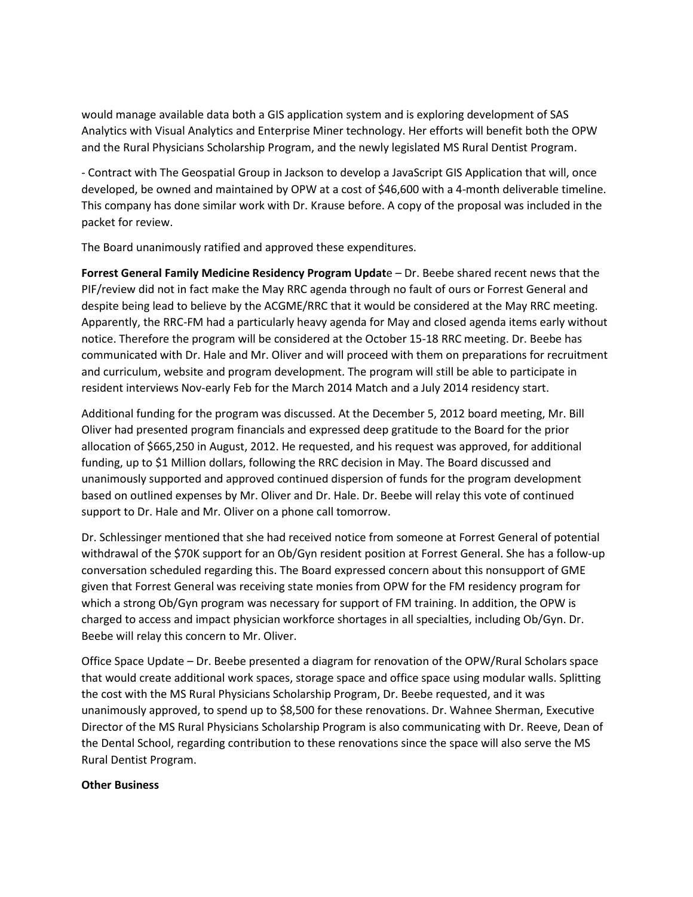would manage available data both a GIS application system and is exploring development of SAS Analytics with Visual Analytics and Enterprise Miner technology. Her efforts will benefit both the OPW and the Rural Physicians Scholarship Program, and the newly legislated MS Rural Dentist Program.

- Contract with The Geospatial Group in Jackson to develop a JavaScript GIS Application that will, once developed, be owned and maintained by OPW at a cost of $46,600 with a 4-month deliverable timeline. This company has done similar work with Dr. Krause before. A copy of the proposal was included in the packet for review.

The Board unanimously ratified and approved these expenditures.

**Forrest General Family Medicine Residency Program Updat**e – Dr. Beebe shared recent news that the PIF/review did not in fact make the May RRC agenda through no fault of ours or Forrest General and despite being lead to believe by the ACGME/RRC that it would be considered at the May RRC meeting. Apparently, the RRC-FM had a particularly heavy agenda for May and closed agenda items early without notice. Therefore the program will be considered at the October 15-18 RRC meeting. Dr. Beebe has communicated with Dr. Hale and Mr. Oliver and will proceed with them on preparations for recruitment and curriculum, website and program development. The program will still be able to participate in resident interviews Nov-early Feb for the March 2014 Match and a July 2014 residency start.

Additional funding for the program was discussed. At the December 5, 2012 board meeting, Mr. Bill Oliver had presented program financials and expressed deep gratitude to the Board for the prior allocation of $665,250 in August, 2012. He requested, and his request was approved, for additional funding, up to $1 Million dollars, following the RRC decision in May. The Board discussed and unanimously supported and approved continued dispersion of funds for the program development based on outlined expenses by Mr. Oliver and Dr. Hale. Dr. Beebe will relay this vote of continued support to Dr. Hale and Mr. Oliver on a phone call tomorrow.

Dr. Schlessinger mentioned that she had received notice from someone at Forrest General of potential withdrawal of the $70K support for an Ob/Gyn resident position at Forrest General. She has a follow-up conversation scheduled regarding this. The Board expressed concern about this nonsupport of GME given that Forrest General was receiving state monies from OPW for the FM residency program for which a strong Ob/Gyn program was necessary for support of FM training. In addition, the OPW is charged to access and impact physician workforce shortages in all specialties, including Ob/Gyn. Dr. Beebe will relay this concern to Mr. Oliver.

Office Space Update – Dr. Beebe presented a diagram for renovation of the OPW/Rural Scholars space that would create additional work spaces, storage space and office space using modular walls. Splitting the cost with the MS Rural Physicians Scholarship Program, Dr. Beebe requested, and it was unanimously approved, to spend up to $8,500 for these renovations. Dr. Wahnee Sherman, Executive Director of the MS Rural Physicians Scholarship Program is also communicating with Dr. Reeve, Dean of the Dental School, regarding contribution to these renovations since the space will also serve the MS Rural Dentist Program.

**Other Business**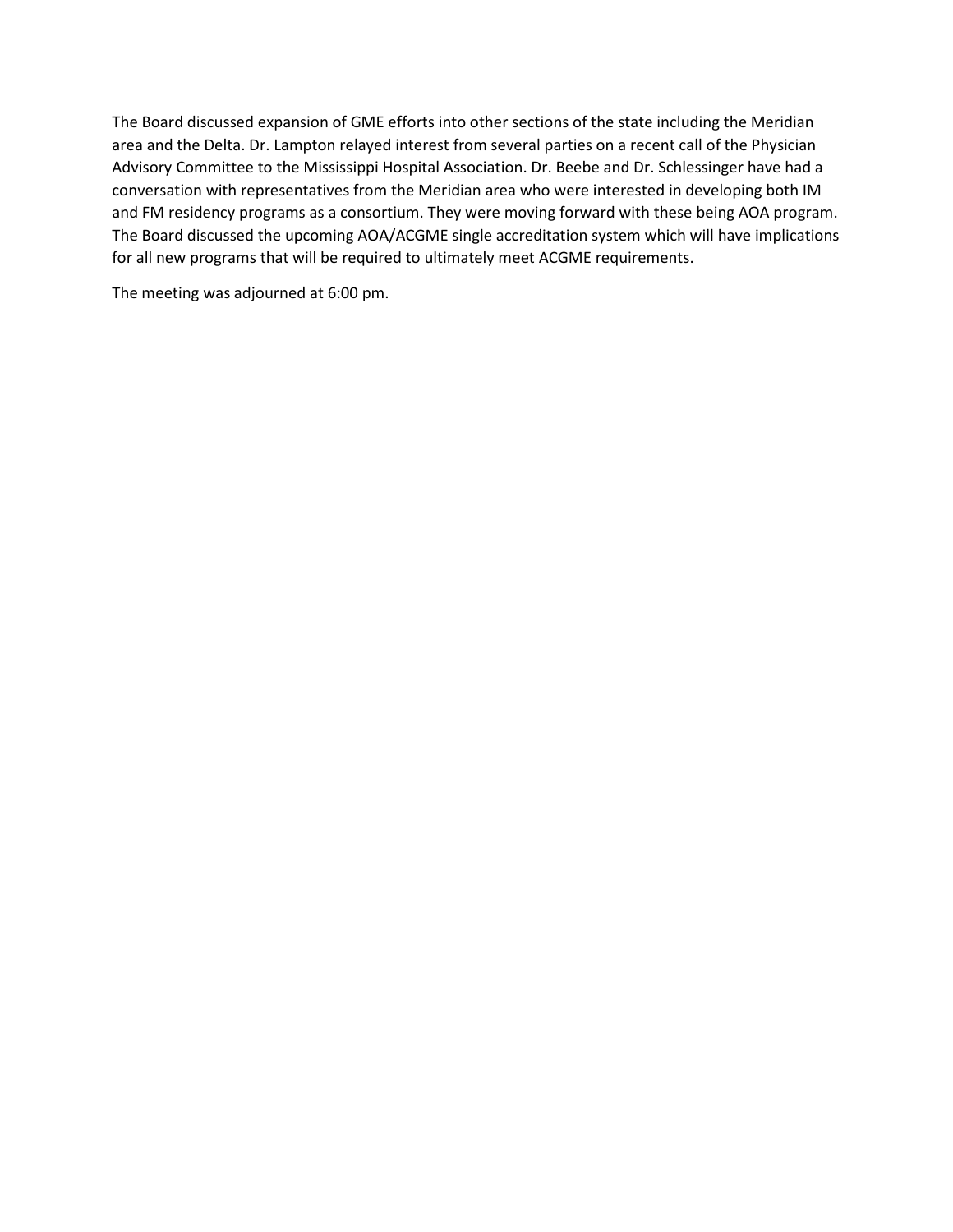The Board discussed expansion of GME efforts into other sections of the state including the Meridian area and the Delta. Dr. Lampton relayed interest from several parties on a recent call of the Physician Advisory Committee to the Mississippi Hospital Association. Dr. Beebe and Dr. Schlessinger have had a conversation with representatives from the Meridian area who were interested in developing both IM and FM residency programs as a consortium. They were moving forward with these being AOA program. The Board discussed the upcoming AOA/ACGME single accreditation system which will have implications for all new programs that will be required to ultimately meet ACGME requirements.

The meeting was adjourned at 6:00 pm.